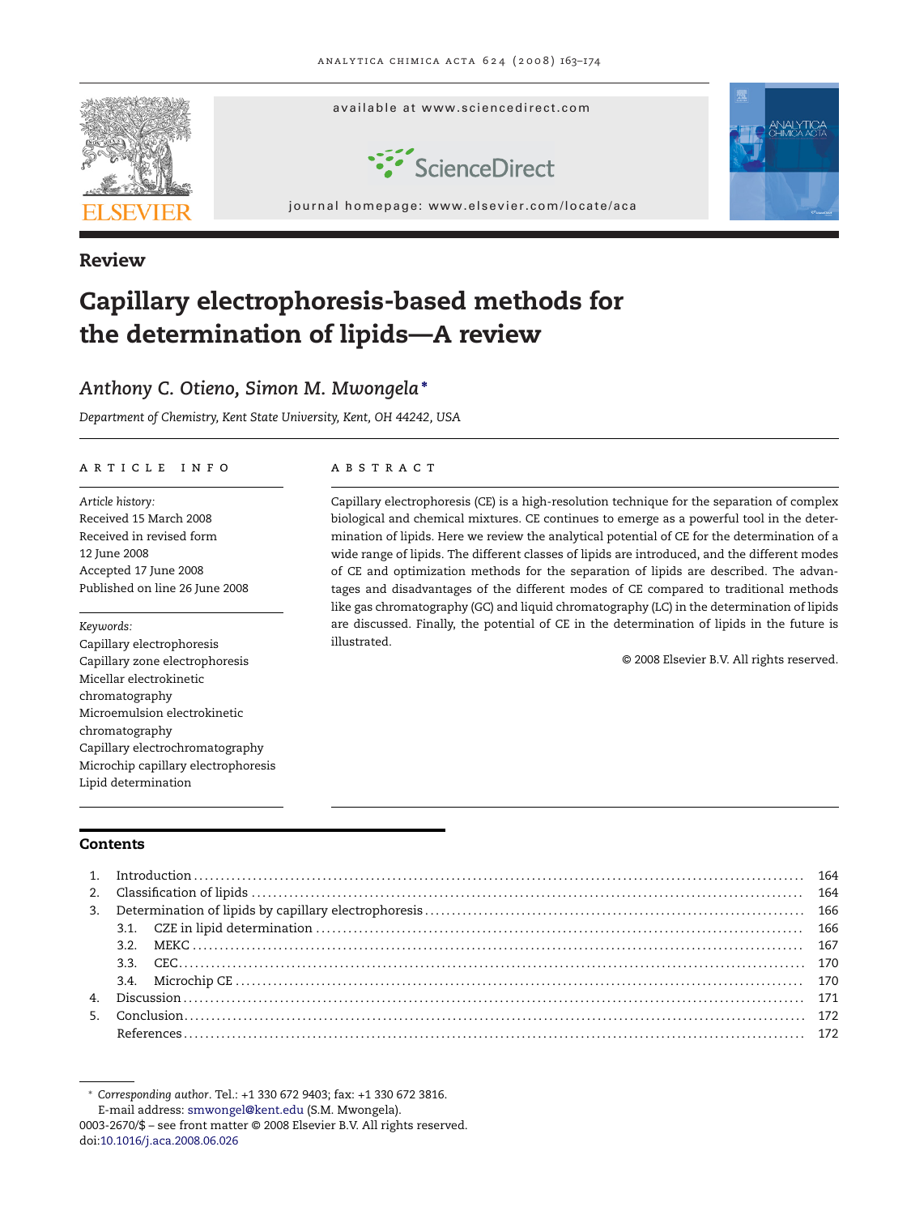Review

# Capillary electrophoresis-based methods for the determination of lipids—A review

*Anthony C. Otieno, Simon M. Mwongela**

*Department of Chemistry, Kent State University, Kent, OH 44242, USA*

## ARTICLE INFO

*Article history:*
Received 15 March 2008
Received in revised form 12 June 2008
Accepted 17 June 2008
Published on line 26 June 2008

*Keywords:*
Capillary electrophoresis
Capillary zone electrophoresis
Micellar electrokinetic chromatography
Microemulsion electrokinetic chromatography
Capillary electrochromatography
Microchip capillary electrophoresis
Lipid determination

## ABSTRACT

Capillary electrophoresis (CE) is a high-resolution technique for the separation of complex biological and chemical mixtures. CE continues to emerge as a powerful tool in the determination of lipids. Here we review the analytical potential of CE for the determination of a wide range of lipids. The different classes of lipids are introduced, and the different modes of CE and optimization methods for the separation of lipids are described. The advantages and disadvantages of the different modes of CE compared to traditional methods like gas chromatography (GC) and liquid chromatography (LC) in the determination of lipids are discussed. Finally, the potential of CE in the determination of lipids in the future is illustrated.

© 2008 Elsevier B.V. All rights reserved.

## Contents

1. Introduction ........ 164
2. Classification of lipids ........ 164
3. Determination of lipids by capillary electrophoresis ........ 166
   - 3.1. CZE in lipid determination ........ 166
   - 3.2. MEKC ........ 167
   - 3.3. CEC ........ 170
   - 3.4. Microchip CE ........ 170
4. Discussion ........ 171
5. Conclusion ........ 172

References ........ 172

---

\* *Corresponding author*. Tel.: +1 330 672 9403; fax: +1 330 672 3816.
E-mail address: smwongel@kent.edu (S.M. Mwongela).

0003-2670/$ – see front matter © 2008 Elsevier B.V. All rights reserved.
doi:10.1016/j.aca.2008.06.026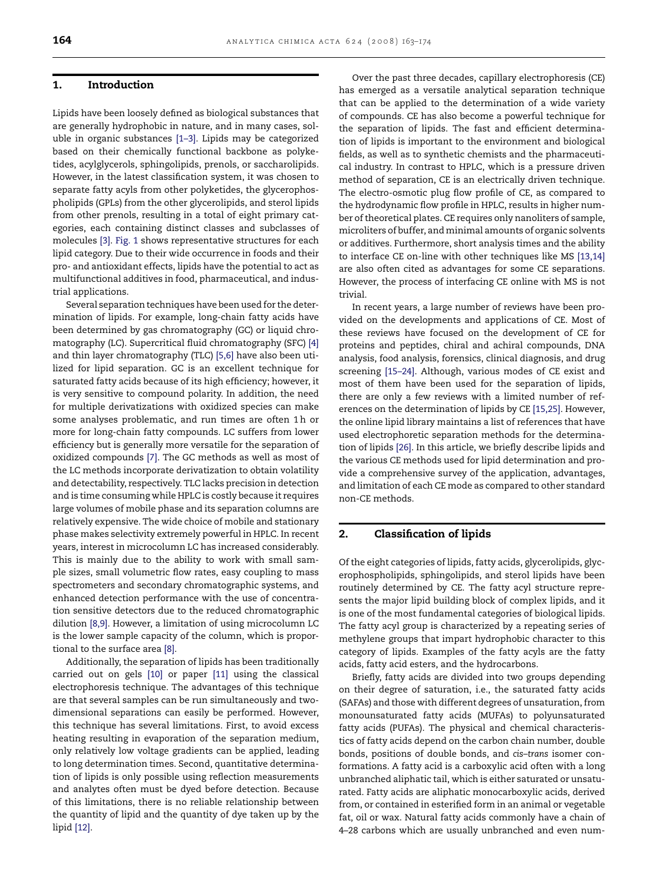## 1. Introduction

Lipids have been loosely defined as biological substances that are generally hydrophobic in nature, and in many cases, soluble in organic substances [1–3]. Lipids may be categorized based on their chemically functional backbone as polyketides, acylglycerols, sphingolipids, prenols, or saccharolipids. However, in the latest classification system, it was chosen to separate fatty acyls from other polyketides, the glycerophospholipids (GPLs) from the other glycerolipids, and sterol lipids from other prenols, resulting in a total of eight primary categories, each containing distinct classes and subclasses of molecules [3]. Fig. 1 shows representative structures for each lipid category. Due to their wide occurrence in foods and their pro- and antioxidant effects, lipids have the potential to act as multifunctional additives in food, pharmaceutical, and industrial applications.

Several separation techniques have been used for the determination of lipids. For example, long-chain fatty acids have been determined by gas chromatography (GC) or liquid chromatography (LC). Supercritical fluid chromatography (SFC) [4] and thin layer chromatography (TLC) [5,6] have also been utilized for lipid separation. GC is an excellent technique for saturated fatty acids because of its high efficiency; however, it is very sensitive to compound polarity. In addition, the need for multiple derivatizations with oxidized species can make some analyses problematic, and run times are often 1 h or more for long-chain fatty compounds. LC suffers from lower efficiency but is generally more versatile for the separation of oxidized compounds [7]. The GC methods as well as most of the LC methods incorporate derivatization to obtain volatility and detectability, respectively. TLC lacks precision in detection and is time consuming while HPLC is costly because it requires large volumes of mobile phase and its separation columns are relatively expensive. The wide choice of mobile and stationary phase makes selectivity extremely powerful in HPLC. In recent years, interest in microcolumn LC has increased considerably. This is mainly due to the ability to work with small sample sizes, small volumetric flow rates, easy coupling to mass spectrometers and secondary chromatographic systems, and enhanced detection performance with the use of concentration sensitive detectors due to the reduced chromatographic dilution [8,9]. However, a limitation of using microcolumn LC is the lower sample capacity of the column, which is proportional to the surface area [8].

Additionally, the separation of lipids has been traditionally carried out on gels [10] or paper [11] using the classical electrophoresis technique. The advantages of this technique are that several samples can be run simultaneously and two-dimensional separations can easily be performed. However, this technique has several limitations. First, to avoid excess heating resulting in evaporation of the separation medium, only relatively low voltage gradients can be applied, leading to long determination times. Second, quantitative determination of lipids is only possible using reflection measurements and analytes often must be dyed before detection. Because of this limitations, there is no reliable relationship between the quantity of lipid and the quantity of dye taken up by the lipid [12].

Over the past three decades, capillary electrophoresis (CE) has emerged as a versatile analytical separation technique that can be applied to the determination of a wide variety of compounds. CE has also become a powerful technique for the separation of lipids. The fast and efficient determination of lipids is important to the environment and biological fields, as well as to synthetic chemists and the pharmaceutical industry. In contrast to HPLC, which is a pressure driven method of separation, CE is an electrically driven technique. The electro-osmotic plug flow profile of CE, as compared to the hydrodynamic flow profile in HPLC, results in higher number of theoretical plates. CE requires only nanoliters of sample, microliters of buffer, and minimal amounts of organic solvents or additives. Furthermore, short analysis times and the ability to interface CE on-line with other techniques like MS [13,14] are also often cited as advantages for some CE separations. However, the process of interfacing CE online with MS is not trivial.

In recent years, a large number of reviews have been provided on the developments and applications of CE. Most of these reviews have focused on the development of CE for proteins and peptides, chiral and achiral compounds, DNA analysis, food analysis, forensics, clinical diagnosis, and drug screening [15–24]. Although, various modes of CE exist and most of them have been used for the separation of lipids, there are only a few reviews with a limited number of references on the determination of lipids by CE [15,25]. However, the online lipid library maintains a list of references that have used electrophoretic separation methods for the determination of lipids [26]. In this article, we briefly describe lipids and the various CE methods used for lipid determination and provide a comprehensive survey of the application, advantages, and limitation of each CE mode as compared to other standard non-CE methods.

## 2. Classification of lipids

Of the eight categories of lipids, fatty acids, glycerolipids, glycerophospholipids, sphingolipids, and sterol lipids have been routinely determined by CE. The fatty acyl structure represents the major lipid building block of complex lipids, and it is one of the most fundamental categories of biological lipids. The fatty acyl group is characterized by a repeating series of methylene groups that impart hydrophobic character to this category of lipids. Examples of the fatty acyls are the fatty acids, fatty acid esters, and the hydrocarbons.

Briefly, fatty acids are divided into two groups depending on their degree of saturation, i.e., the saturated fatty acids (SAFAs) and those with different degrees of unsaturation, from monounsaturated fatty acids (MUFAs) to polyunsaturated fatty acids (PUFAs). The physical and chemical characteristics of fatty acids depend on the carbon chain number, double bonds, positions of double bonds, and *cis–trans* isomer conformations. A fatty acid is a carboxylic acid often with a long unbranched aliphatic tail, which is either saturated or unsaturated. Fatty acids are aliphatic monocarboxylic acids, derived from, or contained in esterified form in an animal or vegetable fat, oil or wax. Natural fatty acids commonly have a chain of 4–28 carbons which are usually unbranched and even num-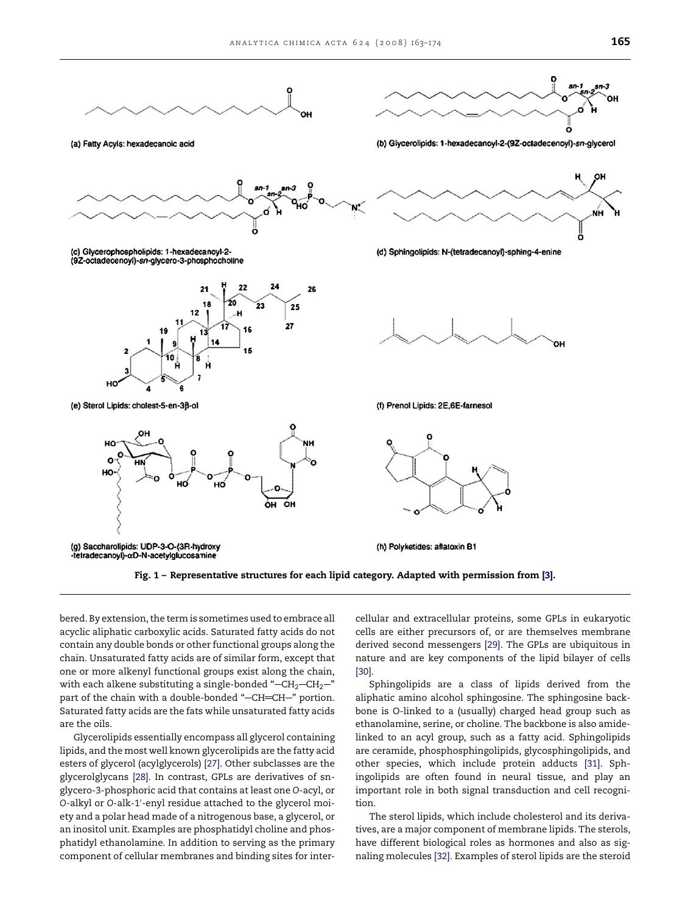(a) Fatty Acyls: hexadecanoic acid

(b) Glycerolipids: 1-hexadecanoyl-2-(9Z-octadecenoyl)-sn-glycerol

(c) Glycerophospholipids: 1-hexadecanoyl-2-(9Z-octadecenoyl)-sn-glycero-3-phosphocholine

(d) Sphingolipids: N-(tetradecanoyl)-sphing-4-enine

(e) Sterol Lipids: cholest-5-en-3β-ol

(f) Prenol Lipids: 2E,6E-farnesol

(g) Saccharolipids: UDP-3-O-(3R-hydroxy-tetradecanoyl)-αD-N-acetylglucosamine

(h) Polyketides: aflatoxin B1

**Fig. 1 – Representative structures for each lipid category. Adapted with permission from [3].**

bered. By extension, the term is sometimes used to embrace all acyclic aliphatic carboxylic acids. Saturated fatty acids do not contain any double bonds or other functional groups along the chain. Unsaturated fatty acids are of similar form, except that one or more alkenyl functional groups exist along the chain, with each alkene substituting a single-bonded "$-CH_2-CH_2-$" part of the chain with a double-bonded "$-CH{=}CH-$" portion. Saturated fatty acids are the fats while unsaturated fatty acids are the oils.

Glycerolipids essentially encompass all glycerol containing lipids, and the most well known glycerolipids are the fatty acid esters of glycerol (acylglycerols) [27]. Other subclasses are the glycerolglycans [28]. In contrast, GPLs are derivatives of sn-glycero-3-phosphoric acid that contains at least one O-acyl, or O-alkyl or O-alk-1′-enyl residue attached to the glycerol moiety and a polar head made of a nitrogenous base, a glycerol, or an inositol unit. Examples are phosphatidyl choline and phosphatidyl ethanolamine. In addition to serving as the primary component of cellular membranes and binding sites for intercellular and extracellular proteins, some GPLs in eukaryotic cells are either precursors of, or are themselves membrane derived second messengers [29]. The GPLs are ubiquitous in nature and are key components of the lipid bilayer of cells [30].

Sphingolipids are a class of lipids derived from the aliphatic amino alcohol sphingosine. The sphingosine backbone is O-linked to a (usually) charged head group such as ethanolamine, serine, or choline. The backbone is also amide-linked to an acyl group, such as a fatty acid. Sphingolipids are ceramide, phosphosphingolipids, glycosphingolipids, and other species, which include protein adducts [31]. Sphingolipids are often found in neural tissue, and play an important role in both signal transduction and cell recognition.

The sterol lipids, which include cholesterol and its derivatives, are a major component of membrane lipids. The sterols, have different biological roles as hormones and also as signaling molecules [32]. Examples of sterol lipids are the steroid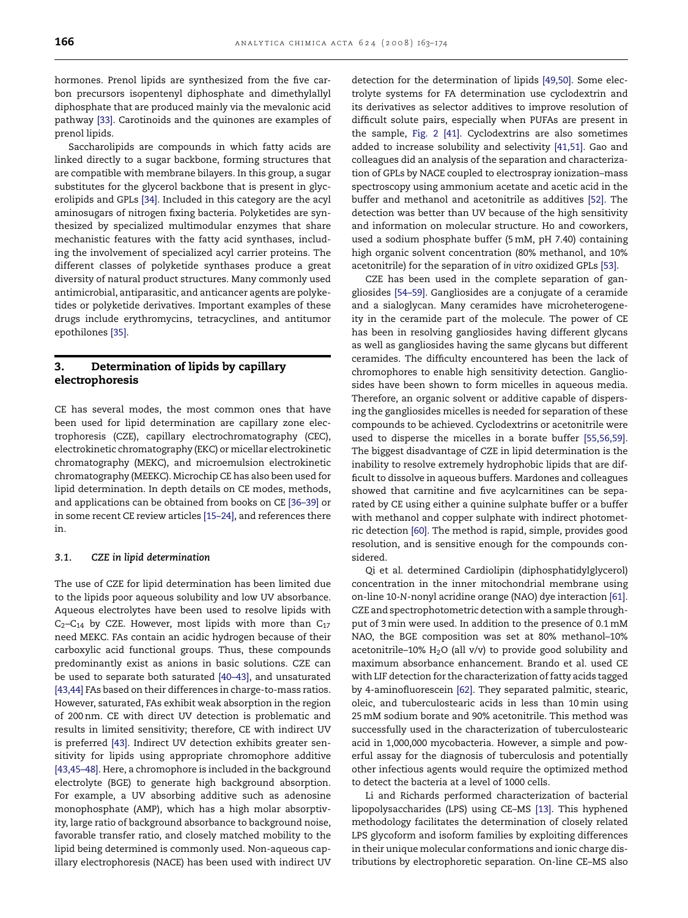hormones. Prenol lipids are synthesized from the five carbon precursors isopentenyl diphosphate and dimethylallyl diphosphate that are produced mainly via the mevalonic acid pathway [33]. Carotinoids and the quinones are examples of prenol lipids.

Saccharolipids are compounds in which fatty acids are linked directly to a sugar backbone, forming structures that are compatible with membrane bilayers. In this group, a sugar substitutes for the glycerol backbone that is present in glycerolipids and GPLs [34]. Included in this category are the acyl aminosugars of nitrogen fixing bacteria. Polyketides are synthesized by specialized multimodular enzymes that share mechanistic features with the fatty acid synthases, including the involvement of specialized acyl carrier proteins. The different classes of polyketide synthases produce a great diversity of natural product structures. Many commonly used antimicrobial, antiparasitic, and anticancer agents are polyketides or polyketide derivatives. Important examples of these drugs include erythromycins, tetracyclines, and antitumor epothilones [35].

## 3. Determination of lipids by capillary electrophoresis

CE has several modes, the most common ones that have been used for lipid determination are capillary zone electrophoresis (CZE), capillary electrochromatography (CEC), electrokinetic chromatography (EKC) or micellar electrokinetic chromatography (MEKC), and microemulsion electrokinetic chromatography (MEEKC). Microchip CE has also been used for lipid determination. In depth details on CE modes, methods, and applications can be obtained from books on CE [36–39] or in some recent CE review articles [15–24], and references there in.

### 3.1. CZE in lipid determination

The use of CZE for lipid determination has been limited due to the lipids poor aqueous solubility and low UV absorbance. Aqueous electrolytes have been used to resolve lipids with $C_2$–$C_{14}$ by CZE. However, most lipids with more than $C_{17}$ need MEKC. FAs contain an acidic hydrogen because of their carboxylic acid functional groups. Thus, these compounds predominantly exist as anions in basic solutions. CZE can be used to separate both saturated [40–43], and unsaturated [43,44] FAs based on their differences in charge-to-mass ratios. However, saturated, FAs exhibit weak absorption in the region of 200 nm. CE with direct UV detection is problematic and results in limited sensitivity; therefore, CE with indirect UV is preferred [43]. Indirect UV detection exhibits greater sensitivity for lipids using appropriate chromophore additive [43,45–48]. Here, a chromophore is included in the background electrolyte (BGE) to generate high background absorption. For example, a UV absorbing additive such as adenosine monophosphate (AMP), which has a high molar absorptivity, large ratio of background absorbance to background noise, favorable transfer ratio, and closely matched mobility to the lipid being determined is commonly used. Non-aqueous capillary electrophoresis (NACE) has been used with indirect UV detection for the determination of lipids [49,50]. Some electrolyte systems for FA determination use cyclodextrin and its derivatives as selector additives to improve resolution of difficult solute pairs, especially when PUFAs are present in the sample, Fig. 2 [41]. Cyclodextrins are also sometimes added to increase solubility and selectivity [41,51]. Gao and colleagues did an analysis of the separation and characterization of GPLs by NACE coupled to electrospray ionization–mass spectroscopy using ammonium acetate and acetic acid in the buffer and methanol and acetonitrile as additives [52]. The detection was better than UV because of the high sensitivity and information on molecular structure. Ho and coworkers, used a sodium phosphate buffer (5 mM, pH 7.40) containing high organic solvent concentration (80% methanol, and 10% acetonitrile) for the separation of *in vitro* oxidized GPLs [53].

CZE has been used in the complete separation of gangliosides [54–59]. Gangliosides are a conjugate of a ceramide and a sialoglycan. Many ceramides have microheterogeneity in the ceramide part of the molecule. The power of CE has been in resolving gangliosides having different glycans as well as gangliosides having the same glycans but different ceramides. The difficulty encountered has been the lack of chromophores to enable high sensitivity detection. Gangliosides have been shown to form micelles in aqueous media. Therefore, an organic solvent or additive capable of dispersing the gangliosides micelles is needed for separation of these compounds to be achieved. Cyclodextrins or acetonitrile were used to disperse the micelles in a borate buffer [55,56,59]. The biggest disadvantage of CZE in lipid determination is the inability to resolve extremely hydrophobic lipids that are difficult to dissolve in aqueous buffers. Mardones and colleagues showed that carnitine and five acylcarnitines can be separated by CE using either a quinine sulphate buffer or a buffer with methanol and copper sulphate with indirect photometric detection [60]. The method is rapid, simple, provides good resolution, and is sensitive enough for the compounds considered.

Qi et al. determined Cardiolipin (diphosphatidylglycerol) concentration in the inner mitochondrial membrane using on-line 10-*N*-nonyl acridine orange (NAO) dye interaction [61]. CZE and spectrophotometric detection with a sample throughput of 3 min were used. In addition to the presence of 0.1 mM NAO, the BGE composition was set at 80% methanol–10% acetonitrile–10% $H_2O$ (all v/v) to provide good solubility and maximum absorbance enhancement. Brando et al. used CE with LIF detection for the characterization of fatty acids tagged by 4-aminofluorescein [62]. They separated palmitic, stearic, oleic, and tuberculostearic acids in less than 10 min using 25 mM sodium borate and 90% acetonitrile. This method was successfully used in the characterization of tuberculostearic acid in 1,000,000 mycobacteria. However, a simple and powerful assay for the diagnosis of tuberculosis and potentially other infectious agents would require the optimized method to detect the bacteria at a level of 1000 cells.

Li and Richards performed characterization of bacterial lipopolysaccharides (LPS) using CE–MS [13]. This hyphened methodology facilitates the determination of closely related LPS glycoform and isoform families by exploiting differences in their unique molecular conformations and ionic charge distributions by electrophoretic separation. On-line CE–MS also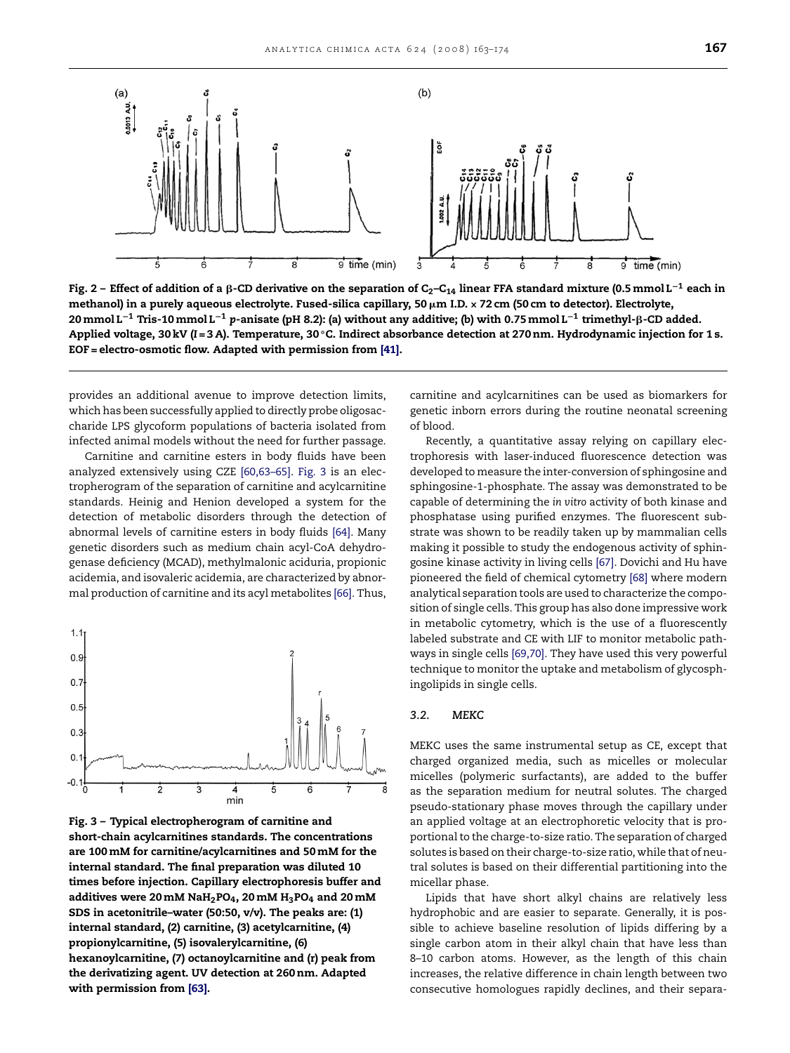Fig. 2 – Effect of addition of a β-CD derivative on the separation of $C_2$–$C_{14}$ linear FFA standard mixture (0.5 mmol $L^{-1}$ each in methanol) in a purely aqueous electrolyte. Fused-silica capillary, 50 μm I.D. × 72 cm (50 cm to detector). Electrolyte, 20 mmol $L^{-1}$ Tris-10 mmol $L^{-1}$ *p*-anisate (pH 8.2): (a) without any additive; (b) with 0.75 mmol $L^{-1}$ trimethyl-β-CD added. Applied voltage, 30 kV (I = 3 A). Temperature, 30 °C. Indirect absorbance detection at 270 nm. Hydrodynamic injection for 1 s. EOF = electro-osmotic flow. Adapted with permission from [41].

provides an additional avenue to improve detection limits, which has been successfully applied to directly probe oligosaccharide LPS glycoform populations of bacteria isolated from infected animal models without the need for further passage.

Carnitine and carnitine esters in body fluids have been analyzed extensively using CZE [60,63–65]. Fig. 3 is an electropherogram of the separation of carnitine and acylcarnitine standards. Heinig and Henion developed a system for the detection of metabolic disorders through the detection of abnormal levels of carnitine esters in body fluids [64]. Many genetic disorders such as medium chain acyl-CoA dehydrogenase deficiency (MCAD), methylmalonic aciduria, propionic acidemia, and isovaleric acidemia, are characterized by abnormal production of carnitine and its acyl metabolites [66]. Thus, carnitine and acylcarnitines can be used as biomarkers for genetic inborn errors during the routine neonatal screening of blood.

Fig. 3 – Typical electropherogram of carnitine and short-chain acylcarnitines standards. The concentrations are 100 mM for carnitine/acylcarnitines and 50 mM for the internal standard. The final preparation was diluted 10 times before injection. Capillary electrophoresis buffer and additives were 20 mM $NaH_2PO_4$, 20 mM $H_3PO_4$ and 20 mM SDS in acetonitrile–water (50:50, v/v). The peaks are: (1) internal standard, (2) carnitine, (3) acetylcarnitine, (4) propionylcarnitine, (5) isovalerylcarnitine, (6) hexanoylcarnitine, (7) octanoylcarnitine and (r) peak from the derivatizing agent. UV detection at 260 nm. Adapted with permission from [63].

Recently, a quantitative assay relying on capillary electrophoresis with laser-induced fluorescence detection was developed to measure the inter-conversion of sphingosine and sphingosine-1-phosphate. The assay was demonstrated to be capable of determining the *in vitro* activity of both kinase and phosphatase using purified enzymes. The fluorescent substrate was shown to be readily taken up by mammalian cells making it possible to study the endogenous activity of sphingosine kinase activity in living cells [67]. Dovichi and Hu have pioneered the field of chemical cytometry [68] where modern analytical separation tools are used to characterize the composition of single cells. This group has also done impressive work in metabolic cytometry, which is the use of a fluorescently labeled substrate and CE with LIF to monitor metabolic pathways in single cells [69,70]. They have used this very powerful technique to monitor the uptake and metabolism of glycosphingolipids in single cells.

### 3.2. MEKC

MEKC uses the same instrumental setup as CE, except that charged organized media, such as micelles or molecular micelles (polymeric surfactants), are added to the buffer as the separation medium for neutral solutes. The charged pseudo-stationary phase moves through the capillary under an applied voltage at an electrophoretic velocity that is proportional to the charge-to-size ratio. The separation of charged solutes is based on their charge-to-size ratio, while that of neutral solutes is based on their differential partitioning into the micellar phase.

Lipids that have short alkyl chains are relatively less hydrophobic and are easier to separate. Generally, it is possible to achieve baseline resolution of lipids differing by a single carbon atom in their alkyl chain that have less than 8–10 carbon atoms. However, as the length of this chain increases, the relative difference in chain length between two consecutive homologues rapidly declines, and their separa-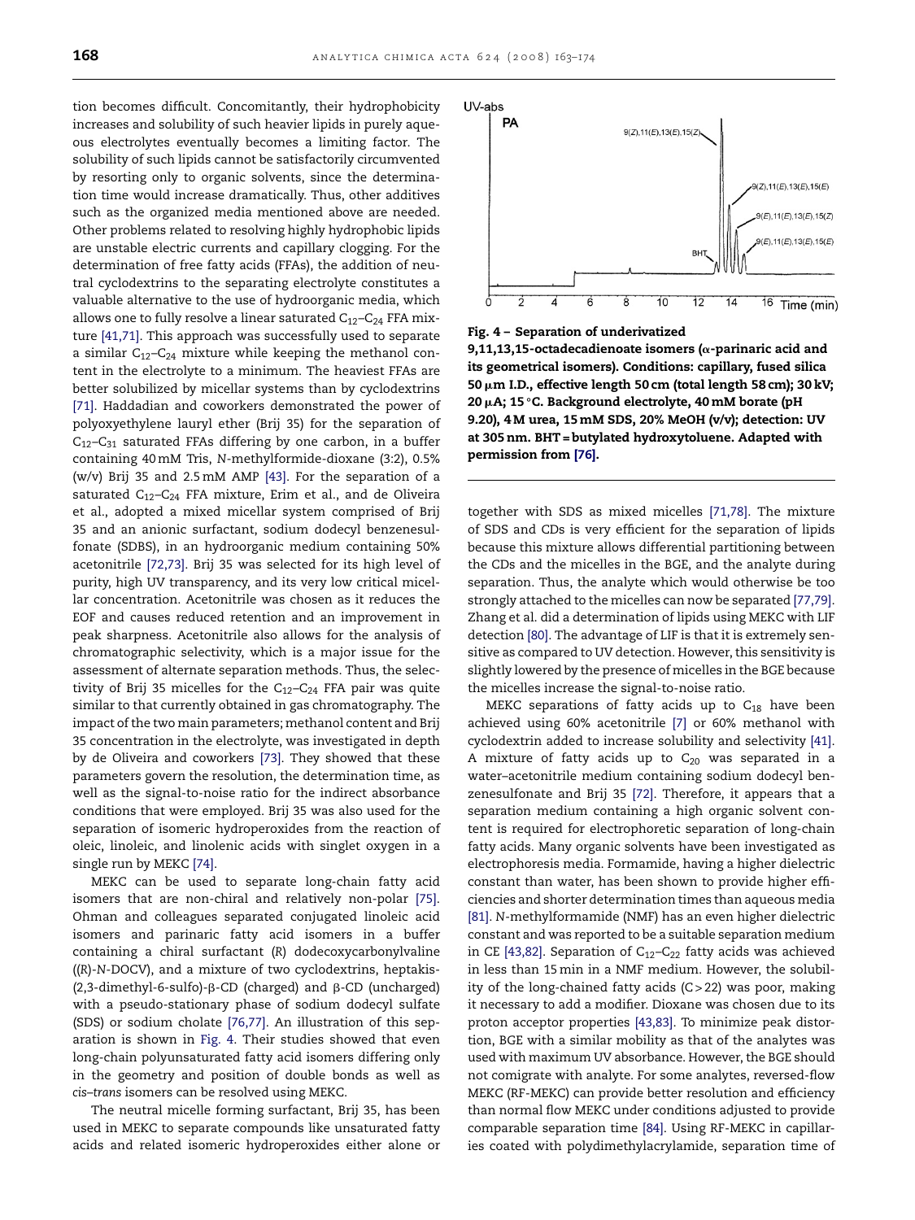tion becomes difficult. Concomitantly, their hydrophobicity increases and solubility of such heavier lipids in purely aqueous electrolytes eventually becomes a limiting factor. The solubility of such lipids cannot be satisfactorily circumvented by resorting only to organic solvents, since the determination time would increase dramatically. Thus, other additives such as the organized media mentioned above are needed. Other problems related to resolving highly hydrophobic lipids are unstable electric currents and capillary clogging. For the determination of free fatty acids (FFAs), the addition of neutral cyclodextrins to the separating electrolyte constitutes a valuable alternative to the use of hydroorganic media, which allows one to fully resolve a linear saturated $C_{12}$–$C_{24}$ FFA mixture [41,71]. This approach was successfully used to separate a similar $C_{12}$–$C_{24}$ mixture while keeping the methanol content in the electrolyte to a minimum. The heaviest FFAs are better solubilized by micellar systems than by cyclodextrins [71]. Haddadian and coworkers demonstrated the power of polyoxyethylene lauryl ether (Brij 35) for the separation of $C_{12}$–$C_{31}$ saturated FFAs differing by one carbon, in a buffer containing 40 mM Tris, *N*-methylformide-dioxane (3:2), 0.5% (w/v) Brij 35 and 2.5 mM AMP [43]. For the separation of a saturated $C_{12}$–$C_{24}$ FFA mixture, Erim et al., and de Oliveira et al., adopted a mixed micellar system comprised of Brij 35 and an anionic surfactant, sodium dodecyl benzenesulfonate (SDBS), in an hydroorganic medium containing 50% acetonitrile [72,73]. Brij 35 was selected for its high level of purity, high UV transparency, and its very low critical micellar concentration. Acetonitrile was chosen as it reduces the EOF and causes reduced retention and an improvement in peak sharpness. Acetonitrile also allows for the analysis of chromatographic selectivity, which is a major issue for the assessment of alternate separation methods. Thus, the selectivity of Brij 35 micelles for the $C_{12}$–$C_{24}$ FFA pair was quite similar to that currently obtained in gas chromatography. The impact of the two main parameters; methanol content and Brij 35 concentration in the electrolyte, was investigated in depth by de Oliveira and coworkers [73]. They showed that these parameters govern the resolution, the determination time, as well as the signal-to-noise ratio for the indirect absorbance conditions that were employed. Brij 35 was also used for the separation of isomeric hydroperoxides from the reaction of oleic, linoleic, and linolenic acids with singlet oxygen in a single run by MEKC [74].

MEKC can be used to separate long-chain fatty acid isomers that are non-chiral and relatively non-polar [75]. Ohman and colleagues separated conjugated linoleic acid isomers and parinaric fatty acid isomers in a buffer containing a chiral surfactant (*R*) dodecoxycarbonylvaline ((*R*)-*N*-DOCV), and a mixture of two cyclodextrins, heptakis-(2,3-dimethyl-6-sulfo)-β-CD (charged) and β-CD (uncharged) with a pseudo-stationary phase of sodium dodecyl sulfate (SDS) or sodium cholate [76,77]. An illustration of this separation is shown in Fig. 4. Their studies showed that even long-chain polyunsaturated fatty acid isomers differing only in the geometry and position of double bonds as well as *cis*–*trans* isomers can be resolved using MEKC.

The neutral micelle forming surfactant, Brij 35, has been used in MEKC to separate compounds like unsaturated fatty acids and related isomeric hydroperoxides either alone or together with SDS as mixed micelles [71,78]. The mixture of SDS and CDs is very efficient for the separation of lipids because this mixture allows differential partitioning between the CDs and the micelles in the BGE, and the analyte during separation. Thus, the analyte which would otherwise be too strongly attached to the micelles can now be separated [77,79]. Zhang et al. did a determination of lipids using MEKC with LIF detection [80]. The advantage of LIF is that it is extremely sensitive as compared to UV detection. However, this sensitivity is slightly lowered by the presence of micelles in the BGE because the micelles increase the signal-to-noise ratio.

**Fig. 4 – Separation of underivatized 9,11,13,15-octadecadienoate isomers (α-parinaric acid and its geometrical isomers). Conditions: capillary, fused silica 50 μm I.D., effective length 50 cm (total length 58 cm); 30 kV; 20 μA; 15 °C. Background electrolyte, 40 mM borate (pH 9.20), 4 M urea, 15 mM SDS, 20% MeOH (v/v); detection: UV at 305 nm. BHT = butylated hydroxytoluene. Adapted with permission from [76].**

MEKC separations of fatty acids up to $C_{18}$ have been achieved using 60% acetonitrile [7] or 60% methanol with cyclodextrin added to increase solubility and selectivity [41]. A mixture of fatty acids up to $C_{20}$ was separated in a water–acetonitrile medium containing sodium dodecyl benzenesulfonate and Brij 35 [72]. Therefore, it appears that a separation medium containing a high organic solvent content is required for electrophoretic separation of long-chain fatty acids. Many organic solvents have been investigated as electrophoresis media. Formamide, having a higher dielectric constant than water, has been shown to provide higher efficiencies and shorter determination times than aqueous media [81]. *N*-methylformamide (NMF) has an even higher dielectric constant and was reported to be a suitable separation medium in CE [43,82]. Separation of $C_{12}$–$C_{22}$ fatty acids was achieved in less than 15 min in a NMF medium. However, the solubility of the long-chained fatty acids ($C > 22$) was poor, making it necessary to add a modifier. Dioxane was chosen due to its proton acceptor properties [43,83]. To minimize peak distortion, BGE with a similar mobility as that of the analytes was used with maximum UV absorbance. However, the BGE should not comigrate with analyte. For some analytes, reversed-flow MEKC (RF-MEKC) can provide better resolution and efficiency than normal flow MEKC under conditions adjusted to provide comparable separation time [84]. Using RF-MEKC in capillaries coated with polydimethylacrylamide, separation time of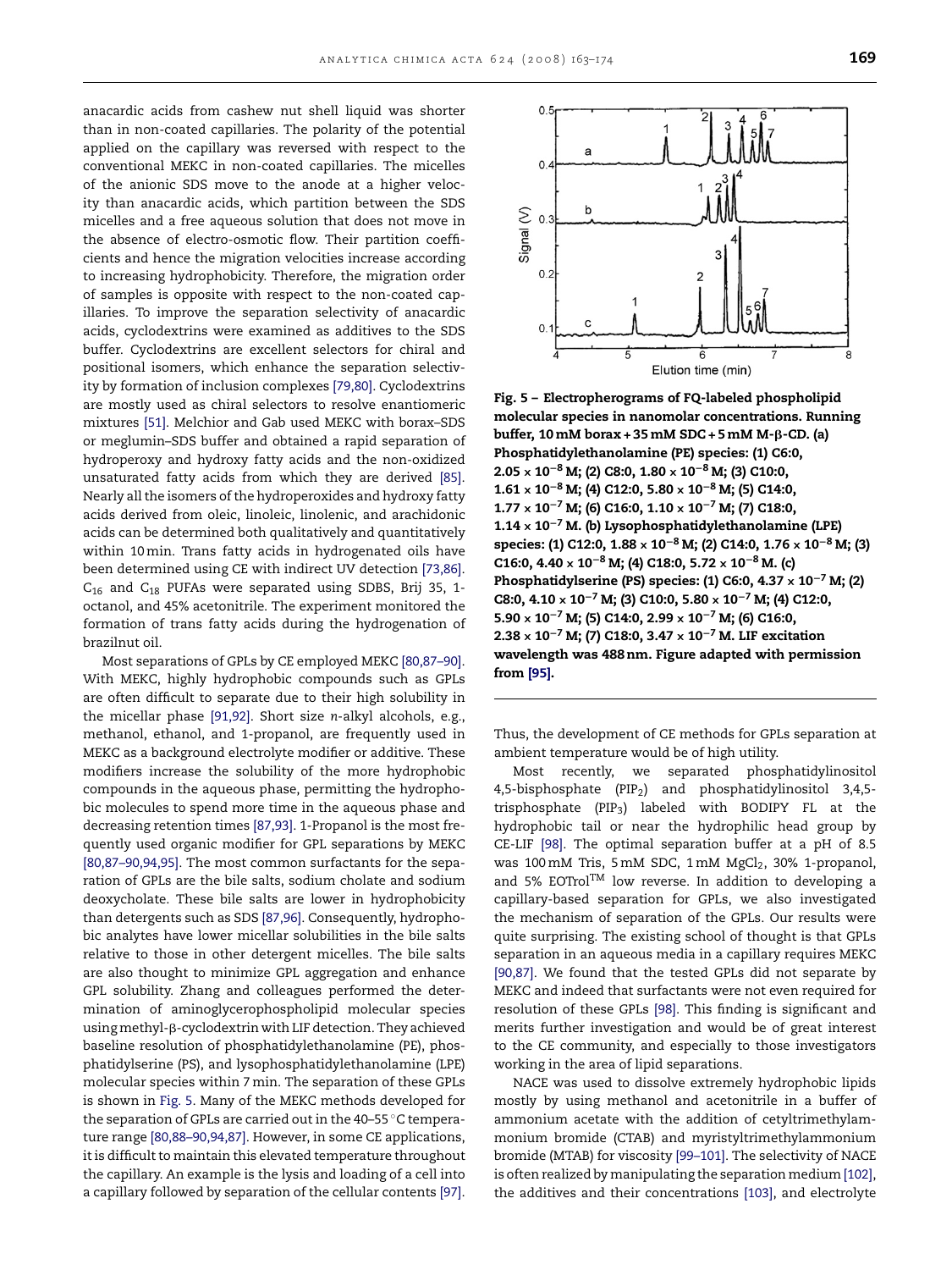anacardic acids from cashew nut shell liquid was shorter than in non-coated capillaries. The polarity of the potential applied on the capillary was reversed with respect to the conventional MEKC in non-coated capillaries. The micelles of the anionic SDS move to the anode at a higher velocity than anacardic acids, which partition between the SDS micelles and a free aqueous solution that does not move in the absence of electro-osmotic flow. Their partition coefficients and hence the migration velocities increase according to increasing hydrophobicity. Therefore, the migration order of samples is opposite with respect to the non-coated capillaries. To improve the separation selectivity of anacardic acids, cyclodextrins were examined as additives to the SDS buffer. Cyclodextrins are excellent selectors for chiral and positional isomers, which enhance the separation selectivity by formation of inclusion complexes [79,80]. Cyclodextrins are mostly used as chiral selectors to resolve enantiomeric mixtures [51]. Melchior and Gab used MEKC with borax–SDS or meglumin–SDS buffer and obtained a rapid separation of hydroperoxy and hydroxy fatty acids and the non-oxidized unsaturated fatty acids from which they are derived [85]. Nearly all the isomers of the hydroperoxides and hydroxy fatty acids derived from oleic, linoleic, linolenic, and arachidonic acids can be determined both qualitatively and quantitatively within 10 min. Trans fatty acids in hydrogenated oils have been determined using CE with indirect UV detection [73,86]. $C_{16}$ and $C_{18}$ PUFAs were separated using SDBS, Brij 35, 1-octanol, and 45% acetonitrile. The experiment monitored the formation of trans fatty acids during the hydrogenation of brazilnut oil.

Most separations of GPLs by CE employed MEKC [80,87–90]. With MEKC, highly hydrophobic compounds such as GPLs are often difficult to separate due to their high solubility in the micellar phase [91,92]. Short size *n*-alkyl alcohols, e.g., methanol, ethanol, and 1-propanol, are frequently used in MEKC as a background electrolyte modifier or additive. These modifiers increase the solubility of the more hydrophobic compounds in the aqueous phase, permitting the hydrophobic molecules to spend more time in the aqueous phase and decreasing retention times [87,93]. 1-Propanol is the most frequently used organic modifier for GPL separations by MEKC [80,87–90,94,95]. The most common surfactants for the separation of GPLs are the bile salts, sodium cholate and sodium deoxycholate. These bile salts are lower in hydrophobicity than detergents such as SDS [87,96]. Consequently, hydrophobic analytes have lower micellar solubilities in the bile salts relative to those in other detergent micelles. The bile salts are also thought to minimize GPL aggregation and enhance GPL solubility. Zhang and colleagues performed the determination of aminoglycerophospholipid molecular species using methyl-β-cyclodextrin with LIF detection. They achieved baseline resolution of phosphatidylethanolamine (PE), phosphatidylserine (PS), and lysophosphatidylethanolamine (LPE) molecular species within 7 min. The separation of these GPLs is shown in Fig. 5. Many of the MEKC methods developed for the separation of GPLs are carried out in the 40–55 °C temperature range [80,88–90,94,87]. However, in some CE applications, it is difficult to maintain this elevated temperature throughout the capillary. An example is the lysis and loading of a cell into a capillary followed by separation of the cellular contents [97].

**Fig. 5 – Electropherograms of FQ-labeled phospholipid molecular species in nanomolar concentrations. Running buffer, 10 mM borax + 35 mM SDC + 5 mM M-β-CD. (a) Phosphatidylethanolamine (PE) species: (1) C6:0, $2.05 \times 10^{-8}$ M; (2) C8:0, $1.80 \times 10^{-8}$ M; (3) C10:0, $1.61 \times 10^{-8}$ M; (4) C12:0, $5.80 \times 10^{-8}$ M; (5) C14:0, $1.77 \times 10^{-7}$ M; (6) C16:0, $1.10 \times 10^{-7}$ M; (7) C18:0, $1.14 \times 10^{-7}$ M. (b) Lysophosphatidylethanolamine (LPE) species: (1) C12:0, $1.88 \times 10^{-8}$ M; (2) C14:0, $1.76 \times 10^{-8}$ M; (3) C16:0, $4.40 \times 10^{-8}$ M; (4) C18:0, $5.72 \times 10^{-8}$ M. (c) Phosphatidylserine (PS) species: (1) C6:0, $4.37 \times 10^{-7}$ M; (2) C8:0, $4.10 \times 10^{-7}$ M; (3) C10:0, $5.80 \times 10^{-7}$ M; (4) C12:0, $5.90 \times 10^{-7}$ M; (5) C14:0, $2.99 \times 10^{-7}$ M; (6) C16:0, $2.38 \times 10^{-7}$ M; (7) C18:0, $3.47 \times 10^{-7}$ M. LIF excitation wavelength was 488 nm. Figure adapted with permission from [95].**

Thus, the development of CE methods for GPLs separation at ambient temperature would be of high utility.

Most recently, we separated phosphatidylinositol 4,5-bisphosphate ($PIP_2$) and phosphatidylinositol 3,4,5-trisphosphate ($PIP_3$) labeled with BODIPY FL at the hydrophobic tail or near the hydrophilic head group by CE-LIF [98]. The optimal separation buffer at a pH of 8.5 was 100 mM Tris, 5 mM SDC, 1 mM $MgCl_2$, 30% 1-propanol, and 5% EOTrol™ low reverse. In addition to developing a capillary-based separation for GPLs, we also investigated the mechanism of separation of the GPLs. Our results were quite surprising. The existing school of thought is that GPLs separation in an aqueous media in a capillary requires MEKC [90,87]. We found that the tested GPLs did not separate by MEKC and indeed that surfactants were not even required for resolution of these GPLs [98]. This finding is significant and merits further investigation and would be of great interest to the CE community, and especially to those investigators working in the area of lipid separations.

NACE was used to dissolve extremely hydrophobic lipids mostly by using methanol and acetonitrile in a buffer of ammonium acetate with the addition of cetyltrimethylammonium bromide (CTAB) and myristyltrimethylammonium bromide (MTAB) for viscosity [99–101]. The selectivity of NACE is often realized by manipulating the separation medium [102], the additives and their concentrations [103], and electrolyte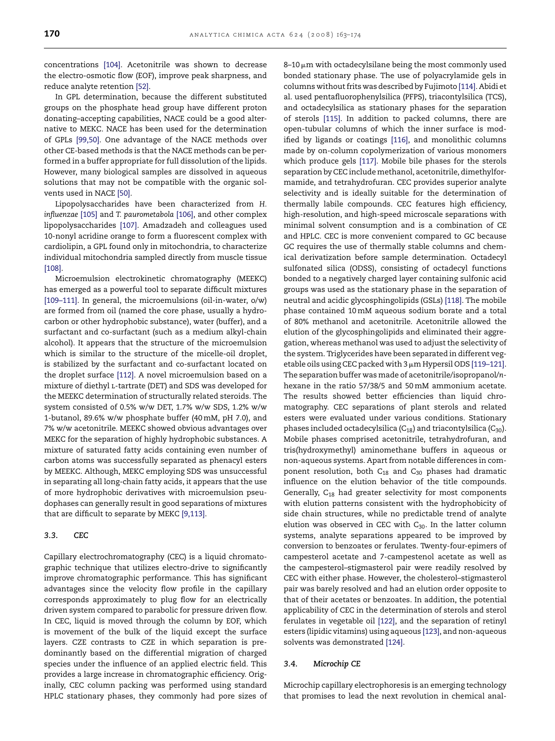concentrations [104]. Acetonitrile was shown to decrease the electro-osmotic flow (EOF), improve peak sharpness, and reduce analyte retention [52].

In GPL determination, because the different substituted groups on the phosphate head group have different proton donating–accepting capabilities, NACE could be a good alternative to MEKC. NACE has been used for the determination of GPLs [99,50]. One advantage of the NACE methods over other CE-based methods is that the NACE methods can be performed in a buffer appropriate for full dissolution of the lipids. However, many biological samples are dissolved in aqueous solutions that may not be compatible with the organic solvents used in NACE [50].

Lipopolysaccharides have been characterized from *H. influenzae* [105] and *T. paurometabola* [106], and other complex lipopolysaccharides [107]. Amadzadeh and colleagues used 10-nonyl acridine orange to form a fluorescent complex with cardiolipin, a GPL found only in mitochondria, to characterize individual mitochondria sampled directly from muscle tissue [108].

Microemulsion electrokinetic chromatography (MEEKC) has emerged as a powerful tool to separate difficult mixtures [109–111]. In general, the microemulsions (oil-in-water, o/w) are formed from oil (named the core phase, usually a hydrocarbon or other hydrophobic substance), water (buffer), and a surfactant and co-surfactant (such as a medium alkyl-chain alcohol). It appears that the structure of the microemulsion which is similar to the structure of the micelle-oil droplet, is stabilized by the surfactant and co-surfactant located on the droplet surface [112]. A novel microemulsion based on a mixture of diethyl L-tartrate (DET) and SDS was developed for the MEEKC determination of structurally related steroids. The system consisted of 0.5% w/w DET, 1.7% w/w SDS, 1.2% w/w 1-butanol, 89.6% w/w phosphate buffer (40 mM, pH 7.0), and 7% w/w acetonitrile. MEEKC showed obvious advantages over MEKC for the separation of highly hydrophobic substances. A mixture of saturated fatty acids containing even number of carbon atoms was successfully separated as phenacyl esters by MEEKC. Although, MEKC employing SDS was unsuccessful in separating all long-chain fatty acids, it appears that the use of more hydrophobic derivatives with microemulsion pseudophases can generally result in good separations of mixtures that are difficult to separate by MEKC [9,113].

### 3.3. CEC

Capillary electrochromatography (CEC) is a liquid chromatographic technique that utilizes electro-drive to significantly improve chromatographic performance. This has significant advantages since the velocity flow profile in the capillary corresponds approximately to plug flow for an electrically driven system compared to parabolic for pressure driven flow. In CEC, liquid is moved through the column by EOF, which is movement of the bulk of the liquid except the surface layers. CZE contrasts to CZE in which separation is predominantly based on the differential migration of charged species under the influence of an applied electric field. This provides a large increase in chromatographic efficiency. Originally, CEC column packing was performed using standard HPLC stationary phases, they commonly had pore sizes of 8–10 μm with octadecylsilane being the most commonly used bonded stationary phase. The use of polyacrylamide gels in columns without frits was described by Fujimoto [114]. Abidi et al. used pentafluorophenylsilica (PFPS), triacontylsilica (TCS), and octadecylsilica as stationary phases for the separation of sterols [115]. In addition to packed columns, there are open-tubular columns of which the inner surface is modified by ligands or coatings [116], and monolithic columns made by on-column copolymerization of various monomers which produce gels [117]. Mobile bile phases for the sterols separation by CEC include methanol, acetonitrile, dimethylformamide, and tetrahydrofuran. CEC provides superior analyte selectivity and is ideally suitable for the determination of thermally labile compounds. CEC features high efficiency, high-resolution, and high-speed microscale separations with minimal solvent consumption and is a combination of CE and HPLC. CEC is more convenient compared to GC because GC requires the use of thermally stable columns and chemical derivatization before sample determination. Octadecyl sulfonated silica (ODSS), consisting of octadecyl functions bonded to a negatively charged layer containing sulfonic acid groups was used as the stationary phase in the separation of neutral and acidic glycosphingolipids (GSLs) [118]. The mobile phase contained 10 mM aqueous sodium borate and a total of 80% methanol and acetonitrile. Acetonitrile allowed the elution of the glycosphingolipids and eliminated their aggregation, whereas methanol was used to adjust the selectivity of the system. Triglycerides have been separated in different vegetable oils using CEC packed with 3 μm Hypersil ODS [119–121]. The separation buffer was made of acetonitrile/isopropanol/*n*-hexane in the ratio 57/38/5 and 50 mM ammonium acetate. The results showed better efficiencies than liquid chromatography. CEC separations of plant sterols and related esters were evaluated under various conditions. Stationary phases included octadecylsilica ($C_{18}$) and triacontylsilica ($C_{30}$). Mobile phases comprised acetonitrile, tetrahydrofuran, and tris(hydroxymethyl) aminomethane buffers in aqueous or non-aqueous systems. Apart from notable differences in component resolution, both $C_{18}$ and $C_{30}$ phases had dramatic influence on the elution behavior of the title compounds. Generally, $C_{18}$ had greater selectivity for most components with elution patterns consistent with the hydrophobicity of side chain structures, while no predictable trend of analyte elution was observed in CEC with $C_{30}$. In the latter column systems, analyte separations appeared to be improved by conversion to benzoates or ferulates. Twenty-four-epimers of campesterol acetate and 7-campestenol acetate as well as the campesterol–stigmasterol pair were readily resolved by CEC with either phase. However, the cholesterol–stigmasterol pair was barely resolved and had an elution order opposite to that of their acetates or benzoates. In addition, the potential applicability of CEC in the determination of sterols and sterol ferulates in vegetable oil [122], and the separation of retinyl esters (lipidic vitamins) using aqueous [123], and non-aqueous solvents was demonstrated [124].

### 3.4. Microchip CE

Microchip capillary electrophoresis is an emerging technology that promises to lead the next revolution in chemical anal-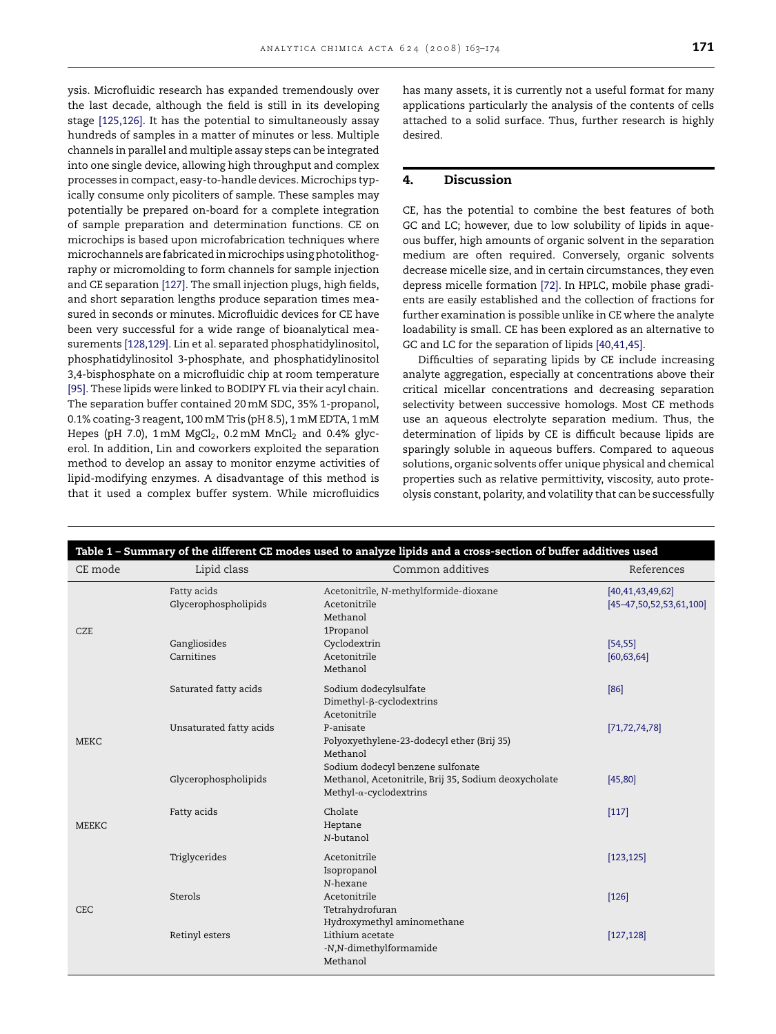ysis. Microfluidic research has expanded tremendously over the last decade, although the field is still in its developing stage [125,126]. It has the potential to simultaneously assay hundreds of samples in a matter of minutes or less. Multiple channels in parallel and multiple assay steps can be integrated into one single device, allowing high throughput and complex processes in compact, easy-to-handle devices. Microchips typically consume only picoliters of sample. These samples may potentially be prepared on-board for a complete integration of sample preparation and determination functions. CE on microchips is based upon microfabrication techniques where microchannels are fabricated in microchips using photolithography or micromolding to form channels for sample injection and CE separation [127]. The small injection plugs, high fields, and short separation lengths produce separation times measured in seconds or minutes. Microfluidic devices for CE have been very successful for a wide range of bioanalytical measurements [128,129]. Lin et al. separated phosphatidylinositol, phosphatidylinositol 3-phosphate, and phosphatidylinositol 3,4-bisphosphate on a microfluidic chip at room temperature [95]. These lipids were linked to BODIPY FL via their acyl chain. The separation buffer contained 20 mM SDC, 35% 1-propanol, 0.1% coating-3 reagent, 100 mM Tris (pH 8.5), 1 mM EDTA, 1 mM Hepes (pH 7.0), 1 mM $MgCl_2$, 0.2 mM $MnCl_2$ and 0.4% glycerol. In addition, Lin and coworkers exploited the separation method to develop an assay to monitor enzyme activities of lipid-modifying enzymes. A disadvantage of this method is that it used a complex buffer system. While microfluidics has many assets, it is currently not a useful format for many applications particularly the analysis of the contents of cells attached to a solid surface. Thus, further research is highly desired.

## 4. Discussion

CE, has the potential to combine the best features of both GC and LC; however, due to low solubility of lipids in aqueous buffer, high amounts of organic solvent in the separation medium are often required. Conversely, organic solvents decrease micelle size, and in certain circumstances, they even depress micelle formation [72]. In HPLC, mobile phase gradients are easily established and the collection of fractions for further examination is possible unlike in CE where the analyte loadability is small. CE has been explored as an alternative to GC and LC for the separation of lipids [40,41,45].

Difficulties of separating lipids by CE include increasing analyte aggregation, especially at concentrations above their critical micellar concentrations and decreasing separation selectivity between successive homologs. Most CE methods use an aqueous electrolyte separation medium. Thus, the determination of lipids by CE is difficult because lipids are sparingly soluble in aqueous buffers. Compared to aqueous solutions, organic solvents offer unique physical and chemical properties such as relative permittivity, viscosity, auto proteolysis constant, polarity, and volatility that can be successfully

**Table 1 – Summary of the different CE modes used to analyze lipids and a cross-section of buffer additives used**

| CE mode | Lipid class | Common additives | References |
|---|---|---|---|
| CZE | Fatty acids | Acetonitrile, N-methylformide-dioxane | [40,41,43,49,62] |
| | Glycerophospholipids | Acetonitrile<br>Methanol<br>1Propanol | [45–47,50,52,53,61,100] |
| | Gangliosides | Cyclodextrin | [54,55] |
| | Carnitines | Acetonitrile<br>Methanol | [60,63,64] |
| MEKC | Saturated fatty acids | Sodium dodecylsulfate<br>Dimethyl-β-cyclodextrins<br>Acetonitrile | [86] |
| | Unsaturated fatty acids | P-anisate<br>Polyoxyethylene-23-dodecyl ether (Brij 35)<br>Methanol<br>Sodium dodecyl benzene sulfonate | [71,72,74,78] |
| | Glycerophospholipids | Methanol, Acetonitrile, Brij 35, Sodium deoxycholate<br>Methyl-α-cyclodextrins | [45,80] |
| MEEKC | Fatty acids | Cholate<br>Heptane<br>N-butanol | [117] |
| CEC | Triglycerides | Acetonitrile<br>Isopropanol<br>N-hexane | [123,125] |
| | Sterols | Acetonitrile<br>Tetrahydrofuran<br>Hydroxymethyl aminomethane | [126] |
| | Retinyl esters | Lithium acetate<br>-N,N-dimethylformamide<br>Methanol | [127,128] |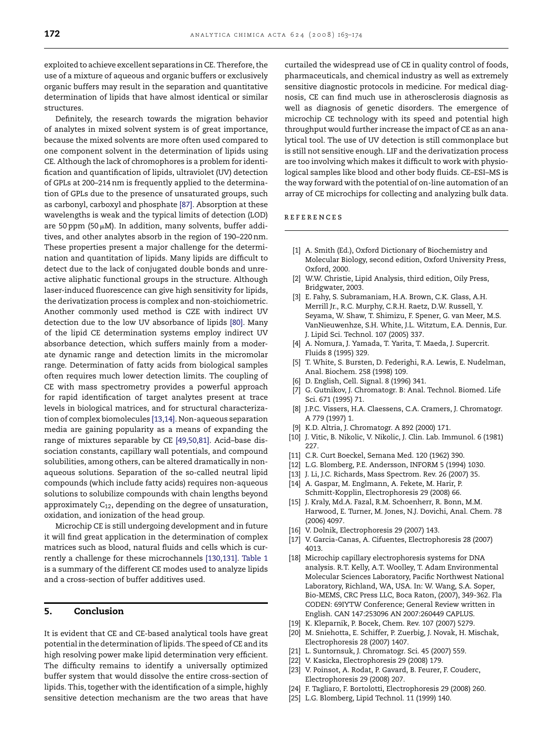exploited to achieve excellent separations in CE. Therefore, the use of a mixture of aqueous and organic buffers or exclusively organic buffers may result in the separation and quantitative determination of lipids that have almost identical or similar structures.

Definitely, the research towards the migration behavior of analytes in mixed solvent system is of great importance, because the mixed solvents are more often used compared to one component solvent in the determination of lipids using CE. Although the lack of chromophores is a problem for identification and quantification of lipids, ultraviolet (UV) detection of GPLs at 200–214 nm is frequently applied to the determination of GPLs due to the presence of unsaturated groups, such as carbonyl, carboxyl and phosphate [87]. Absorption at these wavelengths is weak and the typical limits of detection (LOD) are 50 ppm (50 μM). In addition, many solvents, buffer additives, and other analytes absorb in the region of 190–220 nm. These properties present a major challenge for the determination and quantitation of lipids. Many lipids are difficult to detect due to the lack of conjugated double bonds and unreactive aliphatic functional groups in the structure. Although laser-induced fluorescence can give high sensitivity for lipids, the derivatization process is complex and non-stoichiometric. Another commonly used method is CZE with indirect UV detection due to the low UV absorbance of lipids [80]. Many of the lipid CE determination systems employ indirect UV absorbance detection, which suffers mainly from a moderate dynamic range and detection limits in the micromolar range. Determination of fatty acids from biological samples often requires much lower detection limits. The coupling of CE with mass spectrometry provides a powerful approach for rapid identification of target analytes present at trace levels in biological matrices, and for structural characterization of complex biomolecules [13,14]. Non-aqueous separation media are gaining popularity as a means of expanding the range of mixtures separable by CE [49,50,81]. Acid–base dissociation constants, capillary wall potentials, and compound solubilities, among others, can be altered dramatically in non-aqueous solutions. Separation of the so-called neutral lipid compounds (which include fatty acids) requires non-aqueous solutions to solubilize compounds with chain lengths beyond approximately $C_{12}$, depending on the degree of unsaturation, oxidation, and ionization of the head group.

Microchip CE is still undergoing development and in future it will find great application in the determination of complex matrices such as blood, natural fluids and cells which is currently a challenge for these microchannels [130,131]. Table 1 is a summary of the different CE modes used to analyze lipids and a cross-section of buffer additives used.

## 5. Conclusion

It is evident that CE and CE-based analytical tools have great potential in the determination of lipids. The speed of CE and its high resolving power make lipid determination very efficient. The difficulty remains to identify a universally optimized buffer system that would dissolve the entire cross-section of lipids. This, together with the identification of a simple, highly sensitive detection mechanism are the two areas that have curtailed the widespread use of CE in quality control of foods, pharmaceuticals, and chemical industry as well as extremely sensitive diagnostic protocols in medicine. For medical diagnosis, CE can find much use in atherosclerosis diagnosis as well as diagnosis of genetic disorders. The emergence of microchip CE technology with its speed and potential high throughput would further increase the impact of CE as an analytical tool. The use of UV detection is still commonplace but is still not sensitive enough. LIF and the derivatization process are too involving which makes it difficult to work with physiological samples like blood and other body fluids. CE–ESI–MS is the way forward with the potential of on-line automation of an array of CE microchips for collecting and analyzing bulk data.

## References

[1] A. Smith (Ed.), Oxford Dictionary of Biochemistry and Molecular Biology, second edition, Oxford University Press, Oxford, 2000.
[2] W.W. Christie, Lipid Analysis, third edition, Oily Press, Bridgwater, 2003.
[3] E. Fahy, S. Subramaniam, H.A. Brown, C.K. Glass, A.H. Merrill Jr., R.C. Murphy, C.R.H. Raetz, D.W. Russell, Y. Seyama, W. Shaw, T. Shimizu, F. Spener, G. van Meer, M.S. VanNieuwenhze, S.H. White, J.L. Witztum, E.A. Dennis, Eur. J. Lipid Sci. Technol. 107 (2005) 337.
[4] A. Nomura, J. Yamada, T. Yarita, T. Maeda, J. Supercrit. Fluids 8 (1995) 329.
[5] T. White, S. Bursten, D. Federighi, R.A. Lewis, E. Nudelman, Anal. Biochem. 258 (1998) 109.
[6] D. English, Cell. Signal. 8 (1996) 341.
[7] G. Gutnikov, J. Chromatogr. B: Anal. Technol. Biomed. Life Sci. 671 (1995) 71.
[8] J.P.C. Vissers, H.A. Claessens, C.A. Cramers, J. Chromatogr. A 779 (1997) 1.
[9] K.D. Altria, J. Chromatogr. A 892 (2000) 171.
[10] J. Vitic, B. Nikolic, V. Nikolic, J. Clin. Lab. Immunol. 6 (1981) 227.
[11] C.R. Curt Boeckel, Semana Med. 120 (1962) 390.
[12] L.G. Blomberg, P.E. Andersson, INFORM 5 (1994) 1030.
[13] J. Li, J.C. Richards, Mass Spectrom. Rev. 26 (2007) 35.
[14] A. Gaspar, M. Englmann, A. Fekete, M. Harir, P. Schmitt-Kopplin, Electrophoresis 29 (2008) 66.
[15] J. Kraly, Md.A. Fazal, R.M. Schoenherr, R. Bonn, M.M. Harwood, E. Turner, M. Jones, N.J. Dovichi, Anal. Chem. 78 (2006) 4097.
[16] V. Dolnik, Electrophoresis 29 (2007) 143.
[17] V. Garcia-Canas, A. Cifuentes, Electrophoresis 28 (2007) 4013.
[18] Microchip capillary electrophoresis systems for DNA analysis. R.T. Kelly, A.T. Woolley, T. Adam Environmental Molecular Sciences Laboratory, Pacific Northwest National Laboratory, Richland, WA, USA. In: W. Wang, S.A. Soper, Bio-MEMS, CRC Press LLC, Boca Raton, (2007), 349-362. Fla CODEN: 69IYTW Conference; General Review written in English. CAN 147:253096 AN 2007:260449 CAPLUS.
[19] K. Klepárnik, P. Bocek, Chem. Rev. 107 (2007) 5279.
[20] M. Sniehotta, E. Schiffer, P. Zuerbig, J. Novak, H. Mischak, Electrophoresis 28 (2007) 1407.
[21] L. Suntornsuk, J. Chromatogr. Sci. 45 (2007) 559.
[22] V. Kasicka, Electrophoresis 29 (2008) 179.
[23] V. Poinsot, A. Rodat, P. Gavard, B. Feurer, F. Couderc, Electrophoresis 29 (2008) 207.
[24] F. Tagliaro, F. Bortolotti, Electrophoresis 29 (2008) 260.
[25] L.G. Blomberg, Lipid Technol. 11 (1999) 140.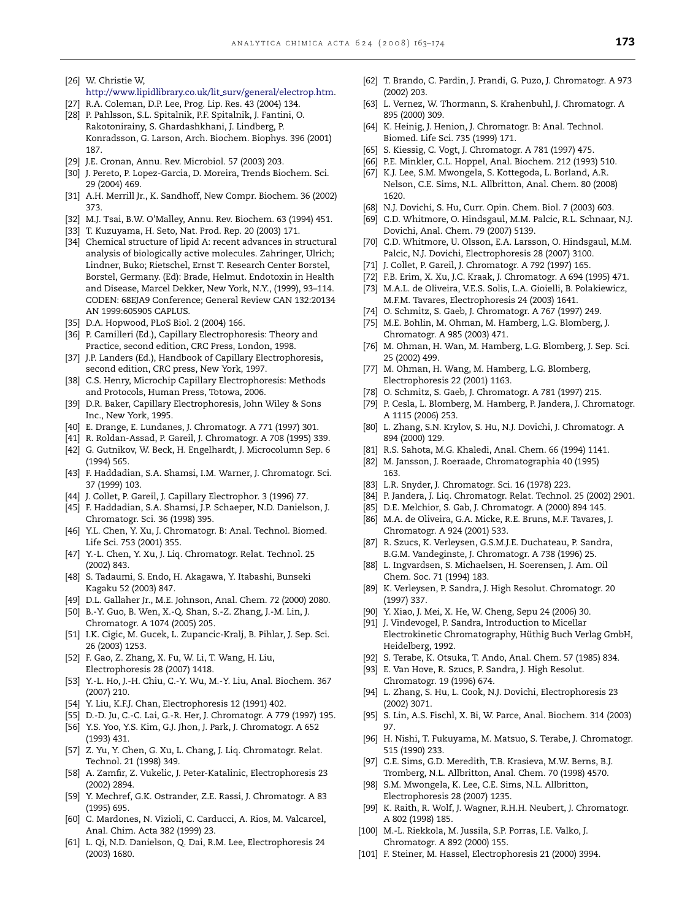[26] W. Christie W, http://www.lipidlibrary.co.uk/lit_surv/general/electrop.htm.
[27] R.A. Coleman, D.P. Lee, Prog. Lip. Res. 43 (2004) 134.
[28] P. Pahlsson, S.L. Spitalnik, P.F. Spitalnik, J. Fantini, O. Rakotonirainy, S. Ghardashkhani, J. Lindberg, P. Konradsson, G. Larson, Arch. Biochem. Biophys. 396 (2001) 187.
[29] J.E. Cronan, Annu. Rev. Microbiol. 57 (2003) 203.
[30] J. Pereto, P. Lopez-Garcia, D. Moreira, Trends Biochem. Sci. 29 (2004) 469.
[31] A.H. Merrill Jr., K. Sandhoff, New Compr. Biochem. 36 (2002) 373.
[32] M.J. Tsai, B.W. O'Malley, Annu. Rev. Biochem. 63 (1994) 451.
[33] T. Kuzuyama, H. Seto, Nat. Prod. Rep. 20 (2003) 171.
[34] Chemical structure of lipid A: recent advances in structural analysis of biologically active molecules. Zahringer, Ulrich; Lindner, Buko; Rietschel, Ernst T. Research Center Borstel, Borstel, Germany. (Ed): Brade, Helmut. Endotoxin in Health and Disease, Marcel Dekker, New York, N.Y., (1999), 93–114. CODEN: 68EJA9 Conference; General Review CAN 132:20134 AN 1999:605905 CAPLUS.
[35] D.A. Hopwood, PLoS Biol. 2 (2004) 166.
[36] P. Camilleri (Ed.), Capillary Electrophoresis: Theory and Practice, second edition, CRC Press, London, 1998.
[37] J.P. Landers (Ed.), Handbook of Capillary Electrophoresis, second edition, CRC press, New York, 1997.
[38] C.S. Henry, Microchip Capillary Electrophoresis: Methods and Protocols, Human Press, Totowa, 2006.
[39] D.R. Baker, Capillary Electrophoresis, John Wiley & Sons Inc., New York, 1995.
[40] E. Drange, E. Lundanes, J. Chromatogr. A 771 (1997) 301.
[41] R. Roldan-Assad, P. Gareil, J. Chromatogr. A 708 (1995) 339.
[42] G. Gutnikov, W. Beck, H. Engelhardt, J. Microcolumn Sep. 6 (1994) 565.
[43] F. Haddadian, S.A. Shamsi, I.M. Warner, J. Chromatogr. Sci. 37 (1999) 103.
[44] J. Collet, P. Gareil, J. Capillary Electrophor. 3 (1996) 77.
[45] F. Haddadian, S.A. Shamsi, J.P. Schaeper, N.D. Danielson, J. Chromatogr. Sci. 36 (1998) 395.
[46] Y.L. Chen, Y. Xu, J. Chromatogr. B: Anal. Technol. Biomed. Life Sci. 753 (2001) 355.
[47] Y.-L. Chen, Y. Xu, J. Liq. Chromatogr. Relat. Technol. 25 (2002) 843.
[48] S. Tadaumi, S. Endo, H. Akagawa, Y. Itabashi, Bunseki Kagaku 52 (2003) 847.
[49] D.L. Gallaher Jr., M.E. Johnson, Anal. Chem. 72 (2000) 2080.
[50] B.-Y. Guo, B. Wen, X.-Q. Shan, S.-Z. Zhang, J.-M. Lin, J. Chromatogr. A 1074 (2005) 205.
[51] I.K. Cigic, M. Gucek, L. Zupancic-Kralj, B. Pihlar, J. Sep. Sci. 26 (2003) 1253.
[52] F. Gao, Z. Zhang, X. Fu, W. Li, T. Wang, H. Liu, Electrophoresis 28 (2007) 1418.
[53] Y.-L. Ho, J.-H. Chiu, C.-Y. Wu, M.-Y. Liu, Anal. Biochem. 367 (2007) 210.
[54] Y. Liu, K.F.J. Chan, Electrophoresis 12 (1991) 402.
[55] D.-D. Ju, C.-C. Lai, G.-R. Her, J. Chromatogr. A 779 (1997) 195.
[56] Y.S. Yoo, Y.S. Kim, G.J. Jhon, J. Park, J. Chromatogr. A 652 (1993) 431.
[57] Z. Yu, Y. Chen, G. Xu, L. Chang, J. Liq. Chromatogr. Relat. Technol. 21 (1998) 349.
[58] A. Zamfir, Z. Vukelic, J. Peter-Katalinic, Electrophoresis 23 (2002) 2894.
[59] Y. Mechref, G.K. Ostrander, Z.E. Rassi, J. Chromatogr. A 83 (1995) 695.
[60] C. Mardones, N. Vizioli, C. Carducci, A. Rios, M. Valcarcel, Anal. Chim. Acta 382 (1999) 23.
[61] L. Qi, N.D. Danielson, Q. Dai, R.M. Lee, Electrophoresis 24 (2003) 1680.
[62] T. Brando, C. Pardin, J. Prandi, G. Puzo, J. Chromatogr. A 973 (2002) 203.
[63] L. Vernez, W. Thormann, S. Krahenbuhl, J. Chromatogr. A 895 (2000) 309.
[64] K. Heinig, J. Henion, J. Chromatogr. B: Anal. Technol. Biomed. Life Sci. 735 (1999) 171.
[65] S. Kiessig, C. Vogt, J. Chromatogr. A 781 (1997) 475.
[66] P.E. Minkler, C.L. Hoppel, Anal. Biochem. 212 (1993) 510.
[67] K.J. Lee, S.M. Mwongela, S. Kottegoda, L. Borland, A.R. Nelson, C.E. Sims, N.L. Allbritton, Anal. Chem. 80 (2008) 1620.
[68] N.J. Dovichi, S. Hu, Curr. Opin. Chem. Biol. 7 (2003) 603.
[69] C.D. Whitmore, O. Hindsgaul, M.M. Palcic, R.L. Schnaar, N.J. Dovichi, Anal. Chem. 79 (2007) 5139.
[70] C.D. Whitmore, U. Olsson, E.A. Larsson, O. Hindsgaul, M.M. Palcic, N.J. Dovichi, Electrophoresis 28 (2007) 3100.
[71] J. Collet, P. Gareil, J. Chromatogr. A 792 (1997) 165.
[72] F.B. Erim, X. Xu, J.C. Kraak, J. Chromatogr. A 694 (1995) 471.
[73] M.A.L. de Oliveira, V.E.S. Solis, L.A. Gioielli, B. Polakiewicz, M.F.M. Tavares, Electrophoresis 24 (2003) 1641.
[74] O. Schmitz, S. Gaeb, J. Chromatogr. A 767 (1997) 249.
[75] M.E. Bohlin, M. Ohman, M. Hamberg, L.G. Blomberg, J. Chromatogr. A 985 (2003) 471.
[76] M. Ohman, H. Wan, M. Hamberg, L.G. Blomberg, J. Sep. Sci. 25 (2002) 499.
[77] M. Ohman, H. Wang, M. Hamberg, L.G. Blomberg, Electrophoresis 22 (2001) 1163.
[78] O. Schmitz, S. Gaeb, J. Chromatogr. A 781 (1997) 215.
[79] P. Cesla, L. Blomberg, M. Hamberg, P. Jandera, J. Chromatogr. A 1115 (2006) 253.
[80] L. Zhang, S.N. Krylov, S. Hu, N.J. Dovichi, J. Chromatogr. A 894 (2000) 129.
[81] R.S. Sahota, M.G. Khaledi, Anal. Chem. 66 (1994) 1141.
[82] M. Jansson, J. Roeraade, Chromatographia 40 (1995) 163.
[83] L.R. Snyder, J. Chromatogr. Sci. 16 (1978) 223.
[84] P. Jandera, J. Liq. Chromatogr. Relat. Technol. 25 (2002) 2901.
[85] D.E. Melchior, S. Gab, J. Chromatogr. A (2000) 894 145.
[86] M.A. de Oliveira, G.A. Micke, R.E. Bruns, M.F. Tavares, J. Chromatogr. A 924 (2001) 533.
[87] R. Szucs, K. Verleysen, G.S.M.J.E. Duchateau, P. Sandra, B.G.M. Vandeginste, J. Chromatogr. A 738 (1996) 25.
[88] L. Ingvardsen, S. Michaelsen, H. Soerensen, J. Am. Oil Chem. Soc. 71 (1994) 183.
[89] K. Verleysen, P. Sandra, J. High Resolut. Chromatogr. 20 (1997) 337.
[90] Y. Xiao, J. Mei, X. He, W. Cheng, Sepu 24 (2006) 30.
[91] J. Vindevogel, P. Sandra, Introduction to Micellar Electrokinetic Chromatography, Hüthig Buch Verlag GmbH, Heidelberg, 1992.
[92] S. Terabe, K. Otsuka, T. Ando, Anal. Chem. 57 (1985) 834.
[93] E. Van Hove, R. Szucs, P. Sandra, J. High Resolut. Chromatogr. 19 (1996) 674.
[94] L. Zhang, S. Hu, L. Cook, N.J. Dovichi, Electrophoresis 23 (2002) 3071.
[95] S. Lin, A.S. Fischl, X. Bi, W. Parce, Anal. Biochem. 314 (2003) 97.
[96] H. Nishi, T. Fukuyama, M. Matsuo, S. Terabe, J. Chromatogr. 515 (1990) 233.
[97] C.E. Sims, G.D. Meredith, T.B. Krasieva, M.W. Berns, B.J. Tromberg, N.L. Allbritton, Anal. Chem. 70 (1998) 4570.
[98] S.M. Mwongela, K. Lee, C.E. Sims, N.L. Allbritton, Electrophoresis 28 (2007) 1235.
[99] K. Raith, R. Wolf, J. Wagner, R.H.H. Neubert, J. Chromatogr. A 802 (1998) 185.
[100] M.-L. Riekkola, M. Jussila, S.P. Porras, I.E. Valko, J. Chromatogr. A 892 (2000) 155.
[101] F. Steiner, M. Hassel, Electrophoresis 21 (2000) 3994.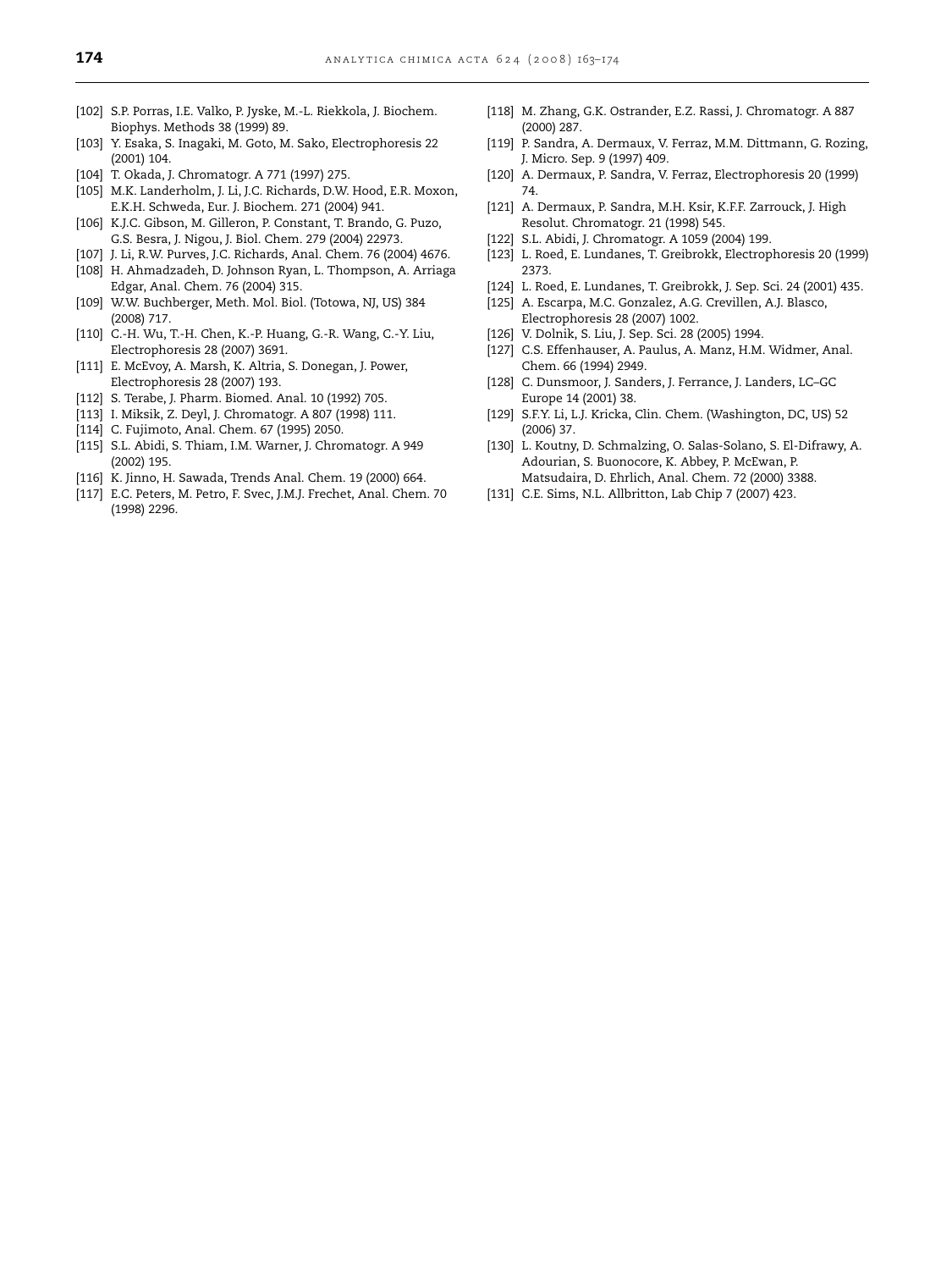[102] S.P. Porras, I.E. Valko, P. Jyske, M.-L. Riekkola, J. Biochem. Biophys. Methods 38 (1999) 89.

[103] Y. Esaka, S. Inagaki, M. Goto, M. Sako, Electrophoresis 22 (2001) 104.

[104] T. Okada, J. Chromatogr. A 771 (1997) 275.

[105] M.K. Landerholm, J. Li, J.C. Richards, D.W. Hood, E.R. Moxon, E.K.H. Schweda, Eur. J. Biochem. 271 (2004) 941.

[106] K.J.C. Gibson, M. Gilleron, P. Constant, T. Brando, G. Puzo, G.S. Besra, J. Nigou, J. Biol. Chem. 279 (2004) 22973.

[107] J. Li, R.W. Purves, J.C. Richards, Anal. Chem. 76 (2004) 4676.

[108] H. Ahmadzadeh, D. Johnson Ryan, L. Thompson, A. Arriaga Edgar, Anal. Chem. 76 (2004) 315.

[109] W.W. Buchberger, Meth. Mol. Biol. (Totowa, NJ, US) 384 (2008) 717.

[110] C.-H. Wu, T.-H. Chen, K.-P. Huang, G.-R. Wang, C.-Y. Liu, Electrophoresis 28 (2007) 3691.

[111] E. McEvoy, A. Marsh, K. Altria, S. Donegan, J. Power, Electrophoresis 28 (2007) 193.

[112] S. Terabe, J. Pharm. Biomed. Anal. 10 (1992) 705.

[113] I. Miksik, Z. Deyl, J. Chromatogr. A 807 (1998) 111.

[114] C. Fujimoto, Anal. Chem. 67 (1995) 2050.

[115] S.L. Abidi, S. Thiam, I.M. Warner, J. Chromatogr. A 949 (2002) 195.

[116] K. Jinno, H. Sawada, Trends Anal. Chem. 19 (2000) 664.

[117] E.C. Peters, M. Petro, F. Svec, J.M.J. Frechet, Anal. Chem. 70 (1998) 2296.

[118] M. Zhang, G.K. Ostrander, E.Z. Rassi, J. Chromatogr. A 887 (2000) 287.

[119] P. Sandra, A. Dermaux, V. Ferraz, M.M. Dittmann, G. Rozing, J. Micro. Sep. 9 (1997) 409.

[120] A. Dermaux, P. Sandra, V. Ferraz, Electrophoresis 20 (1999) 74.

[121] A. Dermaux, P. Sandra, M.H. Ksir, K.F.F. Zarrouck, J. High Resolut. Chromatogr. 21 (1998) 545.

[122] S.L. Abidi, J. Chromatogr. A 1059 (2004) 199.

[123] L. Roed, E. Lundanes, T. Greibrokk, Electrophoresis 20 (1999) 2373.

[124] L. Roed, E. Lundanes, T. Greibrokk, J. Sep. Sci. 24 (2001) 435.

[125] A. Escarpa, M.C. Gonzalez, A.G. Crevillen, A.J. Blasco, Electrophoresis 28 (2007) 1002.

[126] V. Dolnik, S. Liu, J. Sep. Sci. 28 (2005) 1994.

[127] C.S. Effenhauser, A. Paulus, A. Manz, H.M. Widmer, Anal. Chem. 66 (1994) 2949.

[128] C. Dunsmoor, J. Sanders, J. Ferrance, J. Landers, LC–GC Europe 14 (2001) 38.

[129] S.F.Y. Li, L.J. Kricka, Clin. Chem. (Washington, DC, US) 52 (2006) 37.

[130] L. Koutny, D. Schmalzing, O. Salas-Solano, S. El-Difrawy, A. Adourian, S. Buonocore, K. Abbey, P. McEwan, P. Matsudaira, D. Ehrlich, Anal. Chem. 72 (2000) 3388.

[131] C.E. Sims, N.L. Allbritton, Lab Chip 7 (2007) 423.